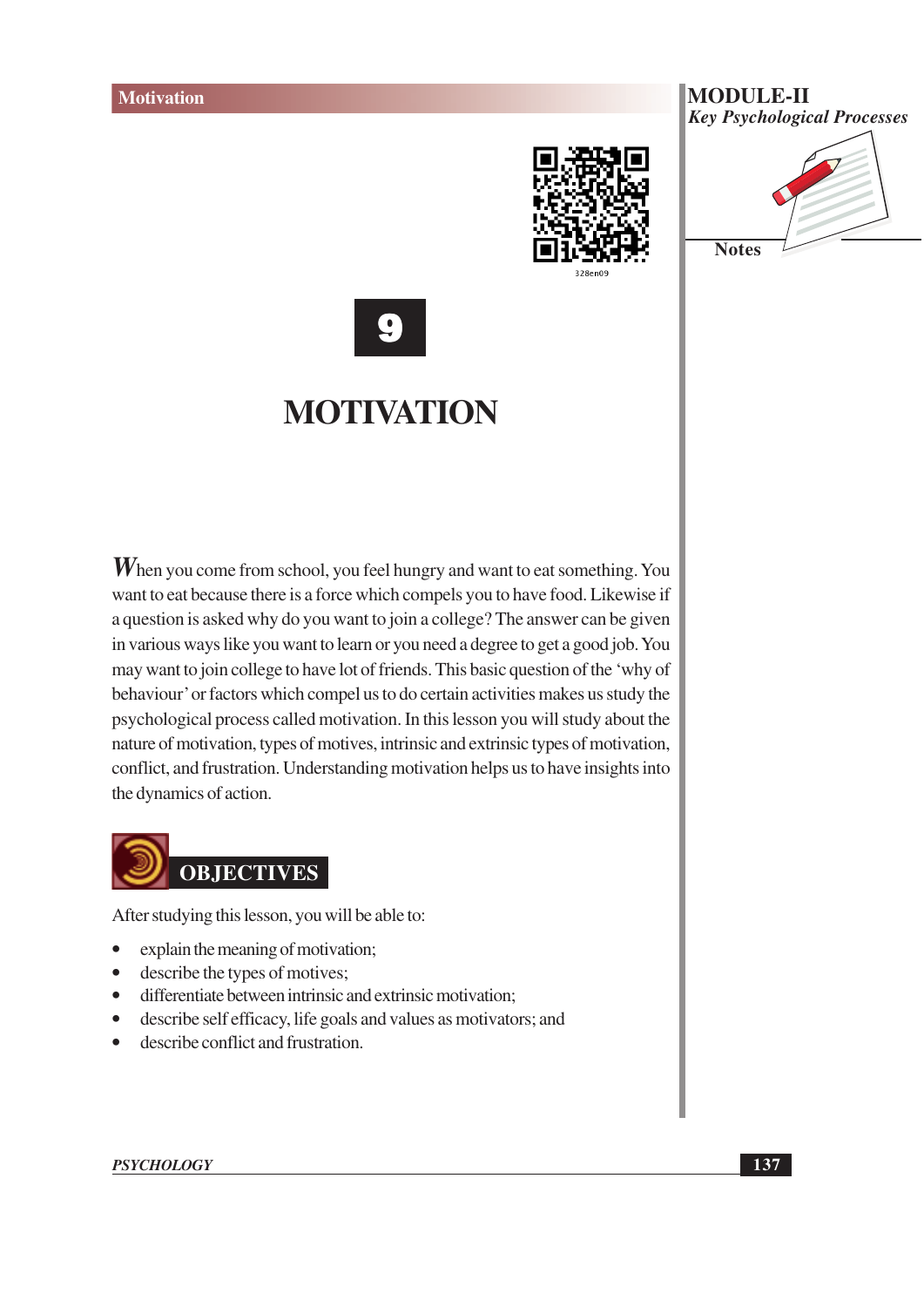# 9

# MOTIVATION

When you come from school, you feel hungry and want to eat something. You want to eat because there is a force which compels you to have food. Likewise if a question is asked why do you want to join a college? The answer can be given in various ways like you want to learn or you need a degree to get a good job. You may want to join college to have lot of friends. This basic question of the 'why of behaviour' or factors which compel us to do certain activities makes us study the psychological process called motivation. In this lesson you will study about the nature of motivation, types of motives, intrinsic and extrinsic types of motivation, conflict, and frustration. Understanding motivation helps us to have insights into the dynamics of action.

## OBJECTIVES

After studying this lesson, you will be able to:

- explain the meaning of motivation;
- describe the types of motives;
- differentiate between intrinsic and extrinsic motivation;
- describe self efficacy, life goals and values as motivators; and
- describe conflict and frustration.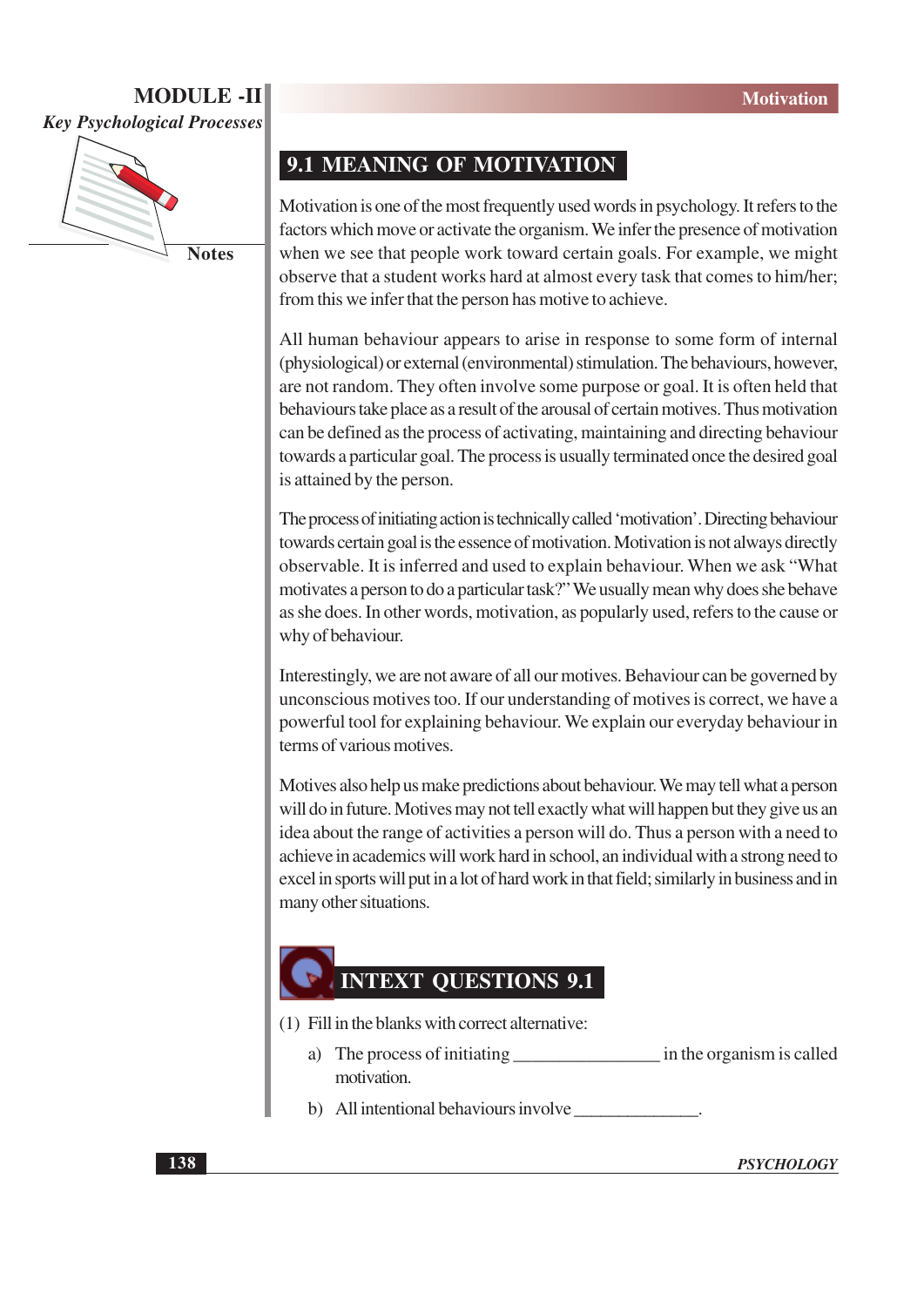## 9.1 MEANING OF MOTIVATION

Motivation is one of the most frequently used words in psychology. It refers to the factors which move or activate the organism. We infer the presence of motivation when we see that people work toward certain goals. For example, we might observe that a student works hard at almost every task that comes to him/her; from this we infer that the person has motive to achieve.

All human behaviour appears to arise in response to some form of internal (physiological) or external (environmental) stimulation. The behaviours, however, are not random. They often involve some purpose or goal. It is often held that behaviours take place as a result of the arousal of certain motives. Thus motivation can be defined as the process of activating, maintaining and directing behaviour towards a particular goal. The process is usually terminated once the desired goal is attained by the person.

The process of initiating action is technically called 'motivation'. Directing behaviour towards certain goal is the essence of motivation. Motivation is not always directly observable. It is inferred and used to explain behaviour. When we ask "What motivates a person to do a particular task?" We usually mean why does she behave as she does. In other words, motivation, as popularly used, refers to the cause or why of behaviour.

Interestingly, we are not aware of all our motives. Behaviour can be governed by unconscious motives too. If our understanding of motives is correct, we have a powerful tool for explaining behaviour. We explain our everyday behaviour in terms of various motives.

Motives also help us make predictions about behaviour. We may tell what a person will do in future. Motives may not tell exactly what will happen but they give us an idea about the range of activities a person will do. Thus a person with a need to achieve in academics will work hard in school, an individual with a strong need to excel in sports will put in a lot of hard work in that field; similarly in business and in many other situations.

## INTEXT QUESTIONS 9.1

(1) Fill in the blanks with correct alternative:

a) The process of initiating ________________ in the organism is called motivation.

b) All intentional behaviours involve ______________.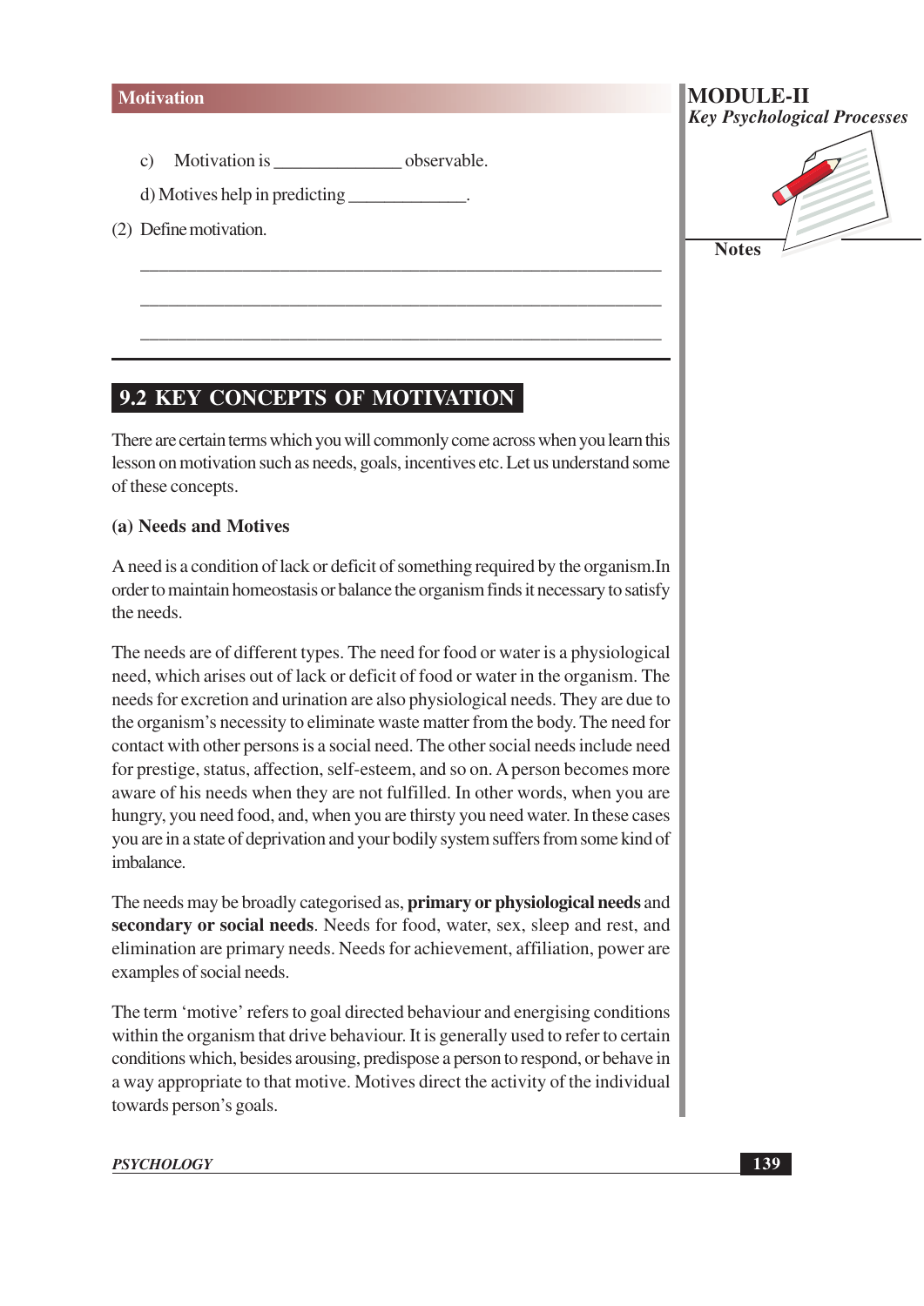c) Motivation is ______________ observable.

d) Motives help in predicting _____________.

(2) Define motivation.

_______________________________________________________________

_______________________________________________________________

_______________________________________________________________

## 9.2 KEY CONCEPTS OF MOTIVATION

There are certain terms which you will commonly come across when you learn this lesson on motivation such as needs, goals, incentives etc. Let us understand some of these concepts.

**(a) Needs and Motives**

A need is a condition of lack or deficit of something required by the organism.In order to maintain homeostasis or balance the organism finds it necessary to satisfy the needs.

The needs are of different types. The need for food or water is a physiological need, which arises out of lack or deficit of food or water in the organism. The needs for excretion and urination are also physiological needs. They are due to the organism's necessity to eliminate waste matter from the body. The need for contact with other persons is a social need. The other social needs include need for prestige, status, affection, self-esteem, and so on. A person becomes more aware of his needs when they are not fulfilled. In other words, when you are hungry, you need food, and, when you are thirsty you need water. In these cases you are in a state of deprivation and your bodily system suffers from some kind of imbalance.

The needs may be broadly categorised as, **primary or physiological needs** and **secondary or social needs**. Needs for food, water, sex, sleep and rest, and elimination are primary needs. Needs for achievement, affiliation, power are examples of social needs.

The term 'motive' refers to goal directed behaviour and energising conditions within the organism that drive behaviour. It is generally used to refer to certain conditions which, besides arousing, predispose a person to respond, or behave in a way appropriate to that motive. Motives direct the activity of the individual towards person's goals.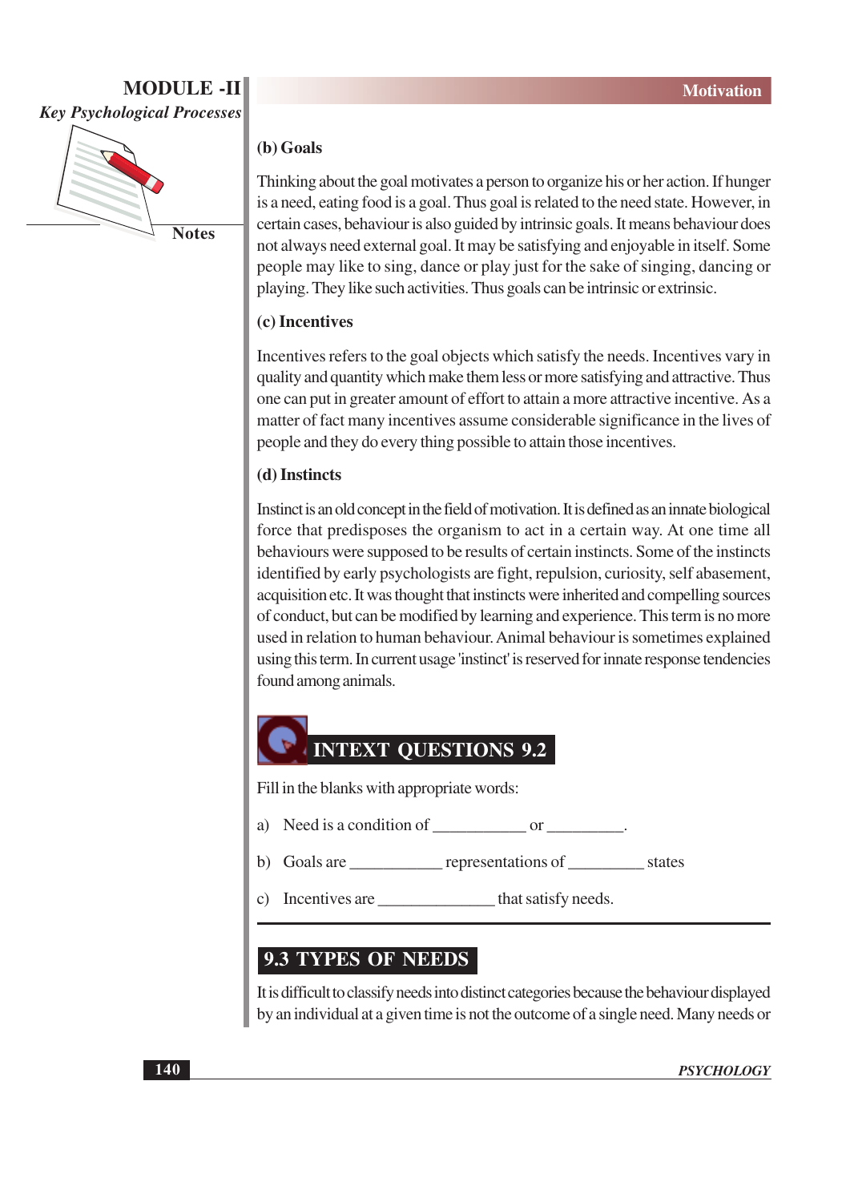### (b) Goals

Thinking about the goal motivates a person to organize his or her action. If hunger is a need, eating food is a goal. Thus goal is related to the need state. However, in certain cases, behaviour is also guided by intrinsic goals. It means behaviour does not always need external goal. It may be satisfying and enjoyable in itself. Some people may like to sing, dance or play just for the sake of singing, dancing or playing. They like such activities. Thus goals can be intrinsic or extrinsic.

### (c) Incentives

Incentives refers to the goal objects which satisfy the needs. Incentives vary in quality and quantity which make them less or more satisfying and attractive. Thus one can put in greater amount of effort to attain a more attractive incentive. As a matter of fact many incentives assume considerable significance in the lives of people and they do every thing possible to attain those incentives.

### (d) Instincts

Instinct is an old concept in the field of motivation. It is defined as an innate biological force that predisposes the organism to act in a certain way. At one time all behaviours were supposed to be results of certain instincts. Some of the instincts identified by early psychologists are fight, repulsion, curiosity, self abasement, acquisition etc. It was thought that instincts were inherited and compelling sources of conduct, but can be modified by learning and experience. This term is no more used in relation to human behaviour. Animal behaviour is sometimes explained using this term. In current usage 'instinct' is reserved for innate response tendencies found among animals.

## INTEXT QUESTIONS 9.2

Fill in the blanks with appropriate words:

a) Need is a condition of ___________ or _________.

b) Goals are ___________ representations of _________ states

c) Incentives are ______________ that satisfy needs.

## 9.3 TYPES OF NEEDS

It is difficult to classify needs into distinct categories because the behaviour displayed by an individual at a given time is not the outcome of a single need. Many needs or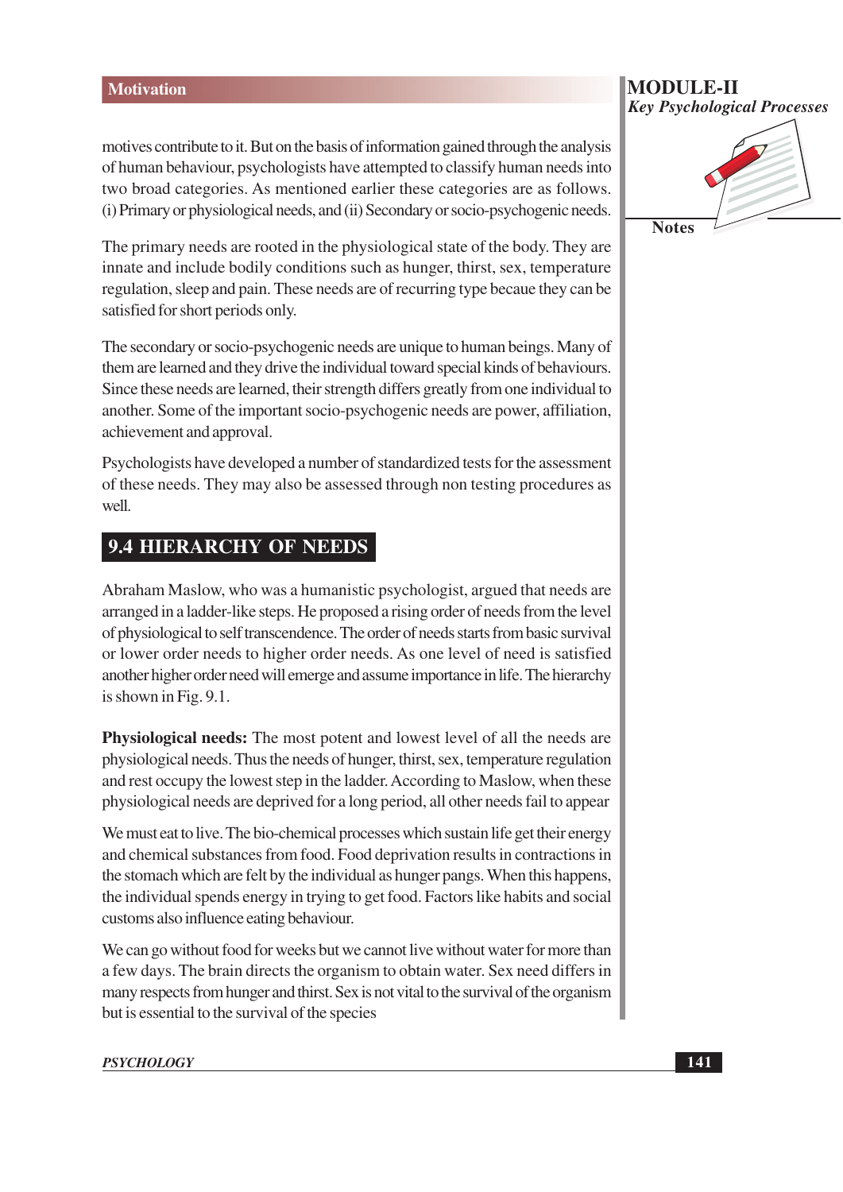motives contribute to it. But on the basis of information gained through the analysis of human behaviour, psychologists have attempted to classify human needs into two broad categories. As mentioned earlier these categories are as follows. (i) Primary or physiological needs, and (ii) Secondary or socio-psychogenic needs.

The primary needs are rooted in the physiological state of the body. They are innate and include bodily conditions such as hunger, thirst, sex, temperature regulation, sleep and pain. These needs are of recurring type becaue they can be satisfied for short periods only.

The secondary or socio-psychogenic needs are unique to human beings. Many of them are learned and they drive the individual toward special kinds of behaviours. Since these needs are learned, their strength differs greatly from one individual to another. Some of the important socio-psychogenic needs are power, affiliation, achievement and approval.

Psychologists have developed a number of standardized tests for the assessment of these needs. They may also be assessed through non testing procedures as well.

## 9.4 HIERARCHY OF NEEDS

Abraham Maslow, who was a humanistic psychologist, argued that needs are arranged in a ladder-like steps. He proposed a rising order of needs from the level of physiological to self transcendence. The order of needs starts from basic survival or lower order needs to higher order needs. As one level of need is satisfied another higher order need will emerge and assume importance in life. The hierarchy is shown in Fig. 9.1.

**Physiological needs:** The most potent and lowest level of all the needs are physiological needs. Thus the needs of hunger, thirst, sex, temperature regulation and rest occupy the lowest step in the ladder. According to Maslow, when these physiological needs are deprived for a long period, all other needs fail to appear

We must eat to live. The bio-chemical processes which sustain life get their energy and chemical substances from food. Food deprivation results in contractions in the stomach which are felt by the individual as hunger pangs. When this happens, the individual spends energy in trying to get food. Factors like habits and social customs also influence eating behaviour.

We can go without food for weeks but we cannot live without water for more than a few days. The brain directs the organism to obtain water. Sex need differs in many respects from hunger and thirst. Sex is not vital to the survival of the organism but is essential to the survival of the species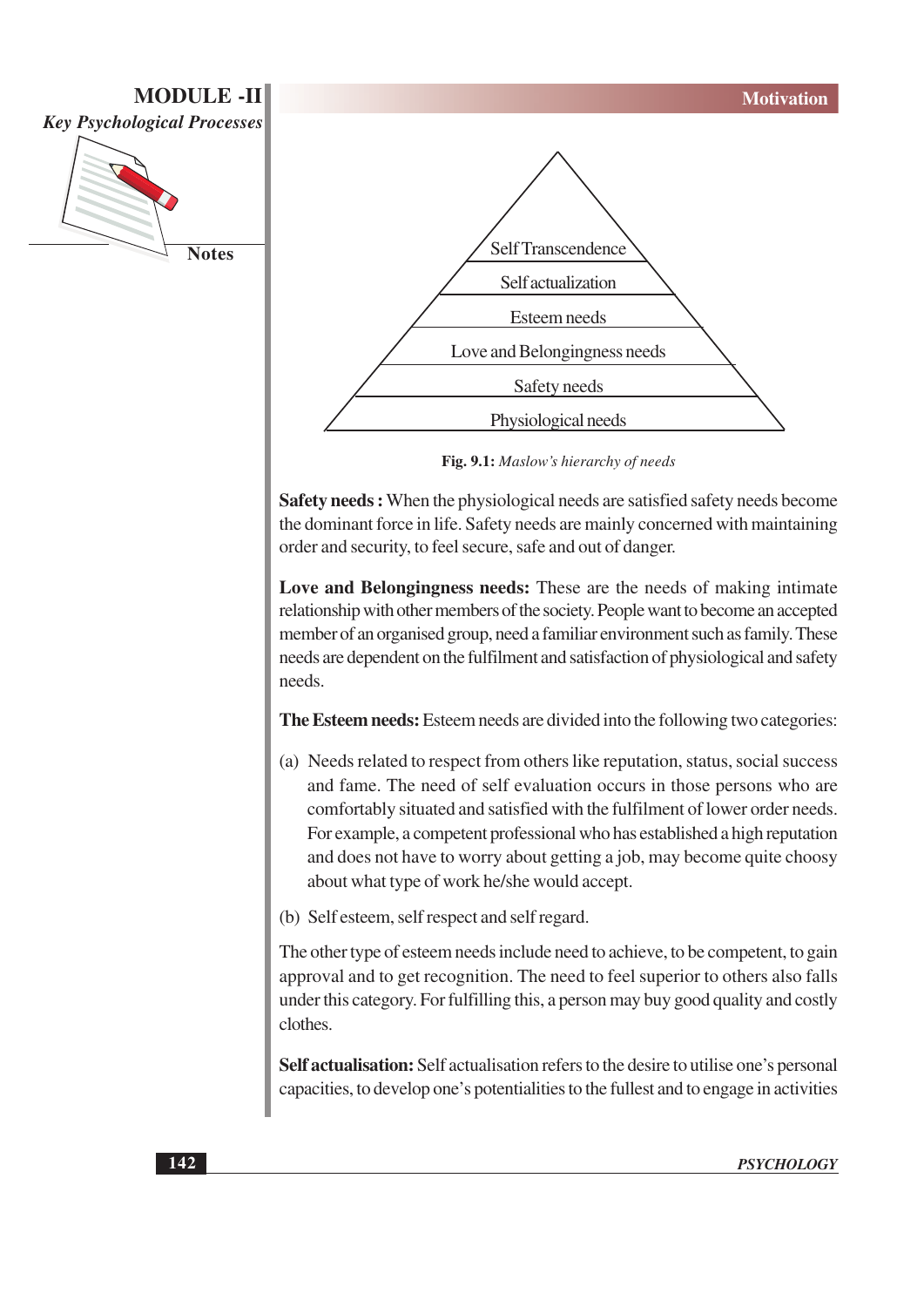Self Transcendence

Self actualization

Esteem needs

Love and Belongingness needs

Safety needs

Physiological needs

**Fig. 9.1:** *Maslow's hierarchy of needs*

**Safety needs :** When the physiological needs are satisfied safety needs become the dominant force in life. Safety needs are mainly concerned with maintaining order and security, to feel secure, safe and out of danger.

**Love and Belongingness needs:** These are the needs of making intimate relationship with other members of the society. People want to become an accepted member of an organised group, need a familiar environment such as family. These needs are dependent on the fulfilment and satisfaction of physiological and safety needs.

**The Esteem needs:** Esteem needs are divided into the following two categories:

(a) Needs related to respect from others like reputation, status, social success and fame. The need of self evaluation occurs in those persons who are comfortably situated and satisfied with the fulfilment of lower order needs. For example, a competent professional who has established a high reputation and does not have to worry about getting a job, may become quite choosy about what type of work he/she would accept.

(b) Self esteem, self respect and self regard.

The other type of esteem needs include need to achieve, to be competent, to gain approval and to get recognition. The need to feel superior to others also falls under this category. For fulfilling this, a person may buy good quality and costly clothes.

**Self actualisation:** Self actualisation refers to the desire to utilise one's personal capacities, to develop one's potentialities to the fullest and to engage in activities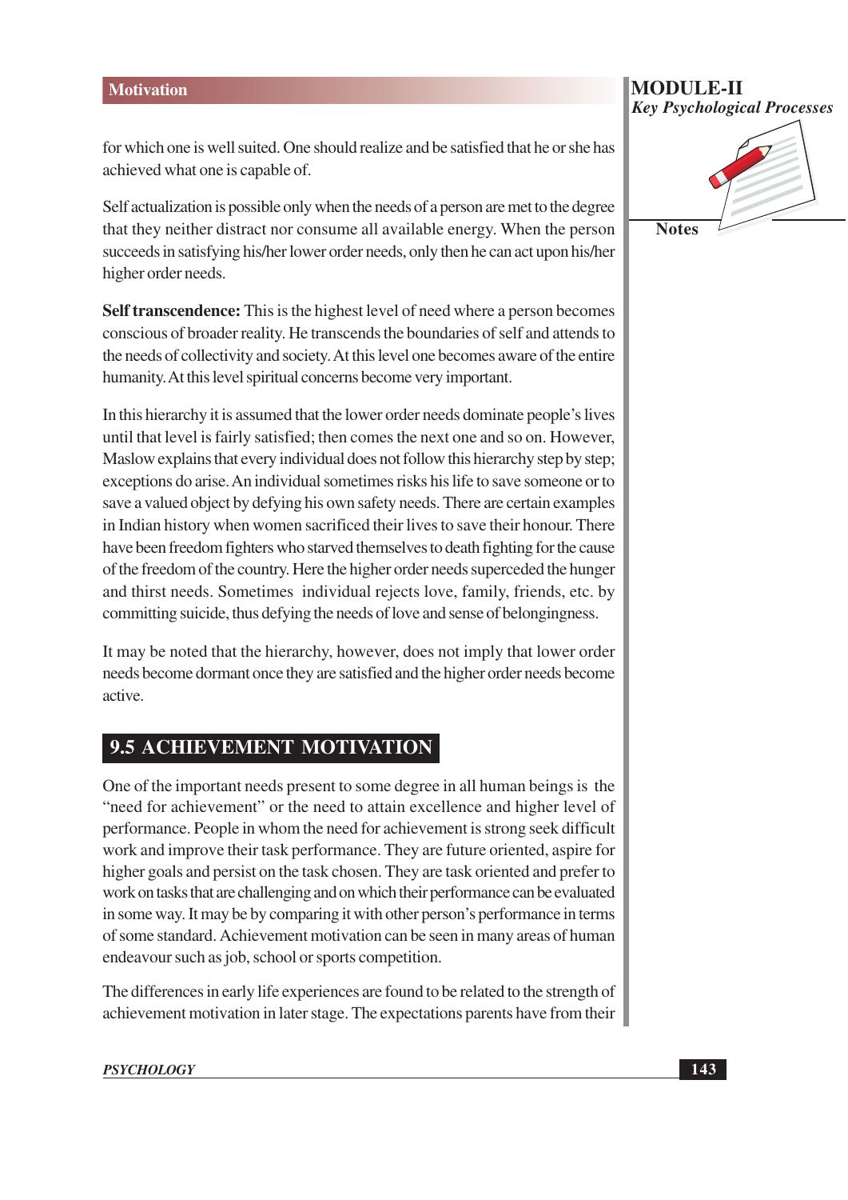for which one is well suited. One should realize and be satisfied that he or she has achieved what one is capable of.

Self actualization is possible only when the needs of a person are met to the degree that they neither distract nor consume all available energy. When the person succeeds in satisfying his/her lower order needs, only then he can act upon his/her higher order needs.

**Self transcendence:** This is the highest level of need where a person becomes conscious of broader reality. He transcends the boundaries of self and attends to the needs of collectivity and society. At this level one becomes aware of the entire humanity. At this level spiritual concerns become very important.

In this hierarchy it is assumed that the lower order needs dominate people's lives until that level is fairly satisfied; then comes the next one and so on. However, Maslow explains that every individual does not follow this hierarchy step by step; exceptions do arise. An individual sometimes risks his life to save someone or to save a valued object by defying his own safety needs. There are certain examples in Indian history when women sacrificed their lives to save their honour. There have been freedom fighters who starved themselves to death fighting for the cause of the freedom of the country. Here the higher order needs superceded the hunger and thirst needs. Sometimes individual rejects love, family, friends, etc. by committing suicide, thus defying the needs of love and sense of belongingness.

It may be noted that the hierarchy, however, does not imply that lower order needs become dormant once they are satisfied and the higher order needs become active.

## 9.5 ACHIEVEMENT MOTIVATION

One of the important needs present to some degree in all human beings is the "need for achievement" or the need to attain excellence and higher level of performance. People in whom the need for achievement is strong seek difficult work and improve their task performance. They are future oriented, aspire for higher goals and persist on the task chosen. They are task oriented and prefer to work on tasks that are challenging and on which their performance can be evaluated in some way. It may be by comparing it with other person's performance in terms of some standard. Achievement motivation can be seen in many areas of human endeavour such as job, school or sports competition.

The differences in early life experiences are found to be related to the strength of achievement motivation in later stage. The expectations parents have from their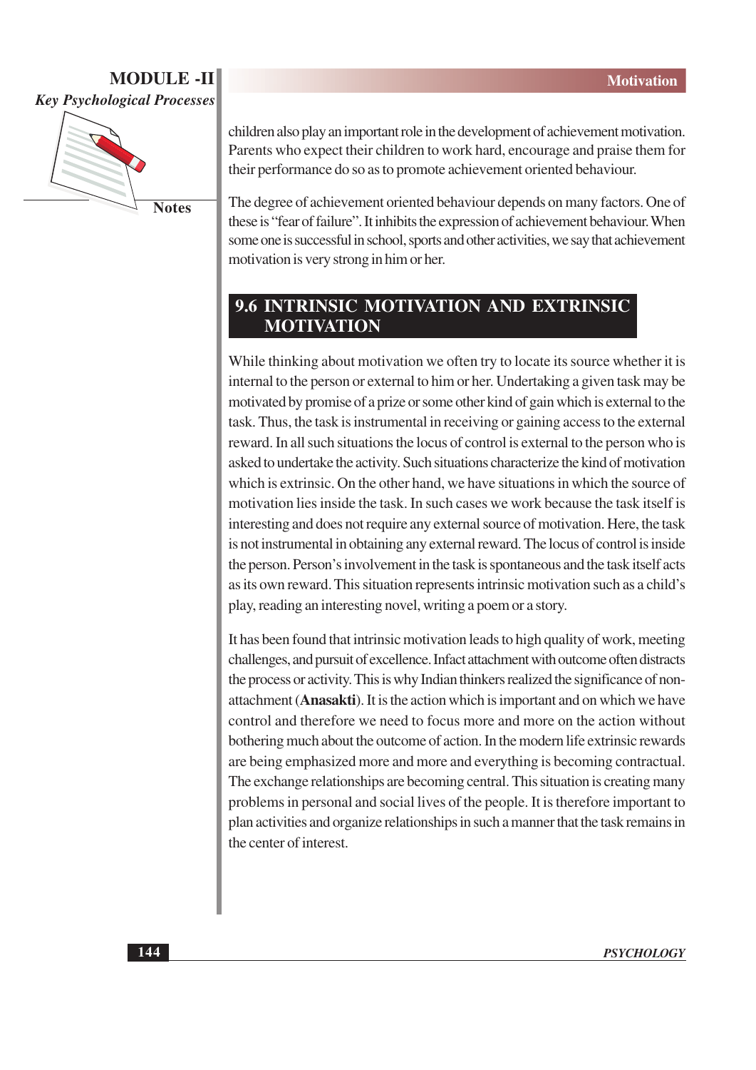children also play an important role in the development of achievement motivation. Parents who expect their children to work hard, encourage and praise them for their performance do so as to promote achievement oriented behaviour.

The degree of achievement oriented behaviour depends on many factors. One of these is "fear of failure". It inhibits the expression of achievement behaviour. When some one is successful in school, sports and other activities, we say that achievement motivation is very strong in him or her.

## 9.6 INTRINSIC MOTIVATION AND EXTRINSIC MOTIVATION

While thinking about motivation we often try to locate its source whether it is internal to the person or external to him or her. Undertaking a given task may be motivated by promise of a prize or some other kind of gain which is external to the task. Thus, the task is instrumental in receiving or gaining access to the external reward. In all such situations the locus of control is external to the person who is asked to undertake the activity. Such situations characterize the kind of motivation which is extrinsic. On the other hand, we have situations in which the source of motivation lies inside the task. In such cases we work because the task itself is interesting and does not require any external source of motivation. Here, the task is not instrumental in obtaining any external reward. The locus of control is inside the person. Person's involvement in the task is spontaneous and the task itself acts as its own reward. This situation represents intrinsic motivation such as a child's play, reading an interesting novel, writing a poem or a story.

It has been found that intrinsic motivation leads to high quality of work, meeting challenges, and pursuit of excellence. Infact attachment with outcome often distracts the process or activity. This is why Indian thinkers realized the significance of non-attachment (**Anasakti**). It is the action which is important and on which we have control and therefore we need to focus more and more on the action without bothering much about the outcome of action. In the modern life extrinsic rewards are being emphasized more and more and everything is becoming contractual. The exchange relationships are becoming central. This situation is creating many problems in personal and social lives of the people. It is therefore important to plan activities and organize relationships in such a manner that the task remains in the center of interest.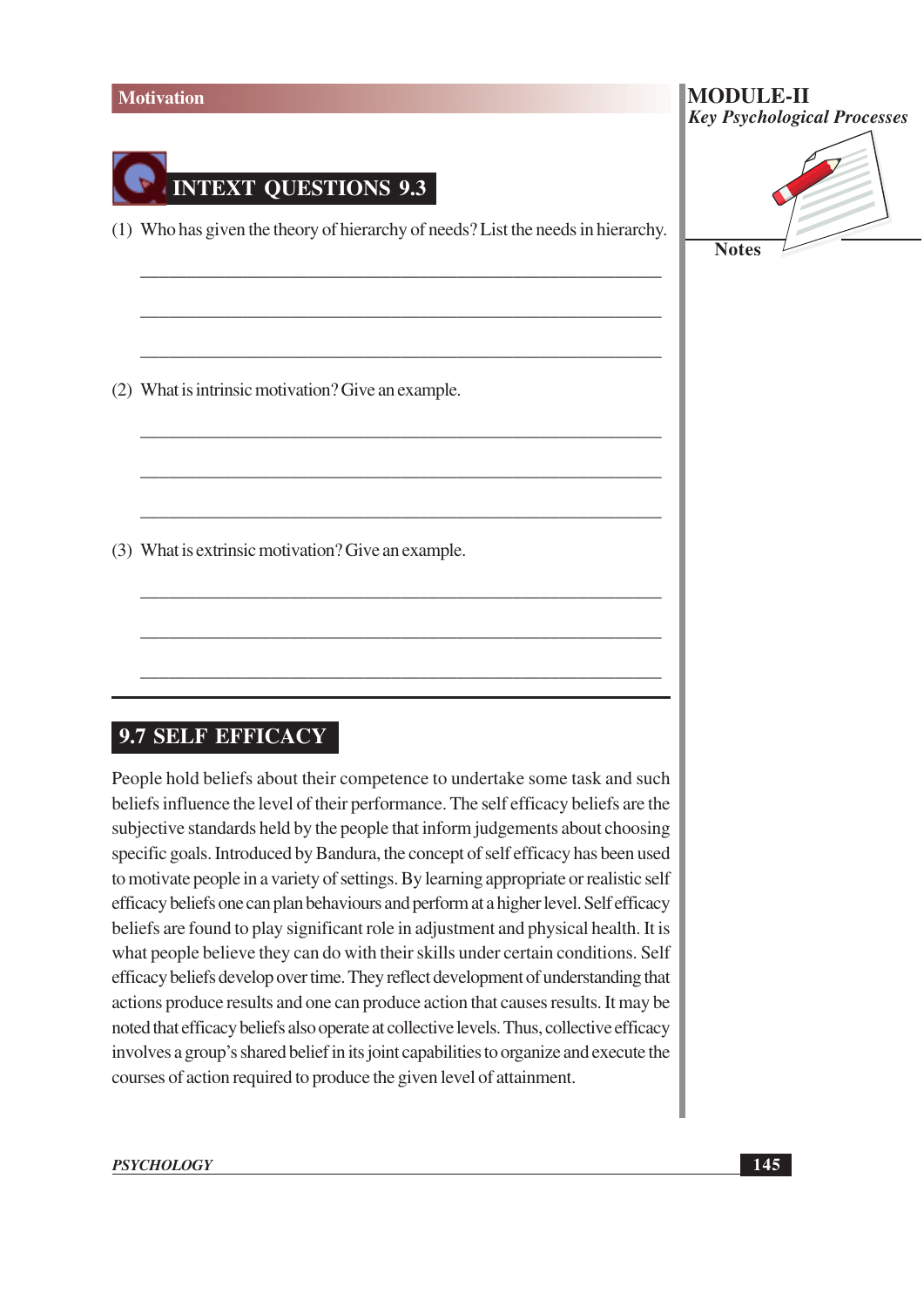## INTEXT QUESTIONS 9.3

(1) Who has given the theory of hierarchy of needs? List the needs in hierarchy.

_______________________________________________

_______________________________________________

_______________________________________________

(2) What is intrinsic motivation? Give an example.

_______________________________________________

_______________________________________________

_______________________________________________

(3) What is extrinsic motivation? Give an example.

_______________________________________________

_______________________________________________

_______________________________________________

## 9.7 SELF EFFICACY

People hold beliefs about their competence to undertake some task and such beliefs influence the level of their performance. The self efficacy beliefs are the subjective standards held by the people that inform judgements about choosing specific goals. Introduced by Bandura, the concept of self efficacy has been used to motivate people in a variety of settings. By learning appropriate or realistic self efficacy beliefs one can plan behaviours and perform at a higher level. Self efficacy beliefs are found to play significant role in adjustment and physical health. It is what people believe they can do with their skills under certain conditions. Self efficacy beliefs develop over time. They reflect development of understanding that actions produce results and one can produce action that causes results. It may be noted that efficacy beliefs also operate at collective levels. Thus, collective efficacy involves a group's shared belief in its joint capabilities to organize and execute the courses of action required to produce the given level of attainment.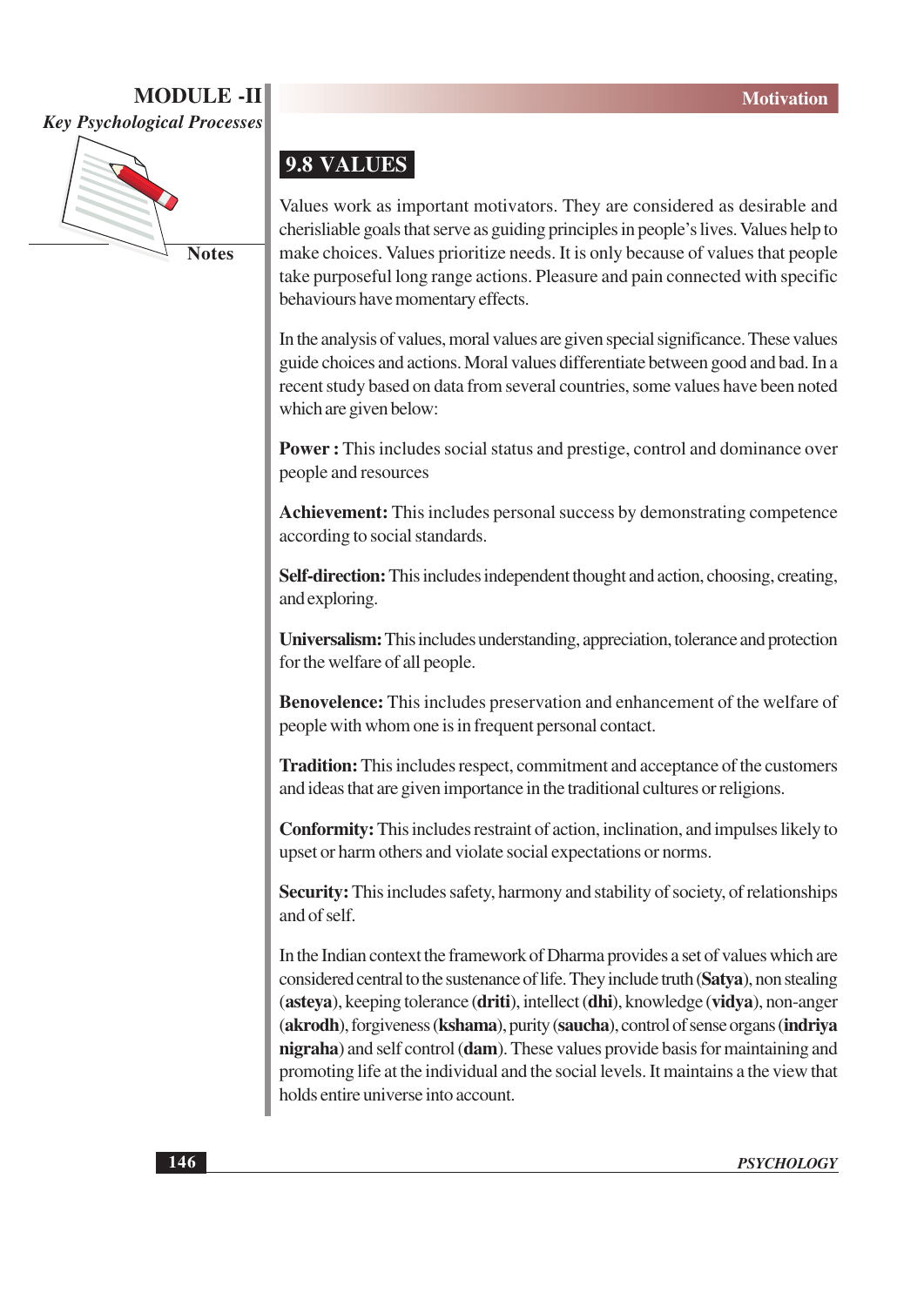## 9.8 VALUES

Values work as important motivators. They are considered as desirable and cherisliable goals that serve as guiding principles in people's lives. Values help to make choices. Values prioritize needs. It is only because of values that people take purposeful long range actions. Pleasure and pain connected with specific behaviours have momentary effects.

In the analysis of values, moral values are given special significance. These values guide choices and actions. Moral values differentiate between good and bad. In a recent study based on data from several countries, some values have been noted which are given below:

**Power :** This includes social status and prestige, control and dominance over people and resources

**Achievement:** This includes personal success by demonstrating competence according to social standards.

**Self-direction:** This includes independent thought and action, choosing, creating, and exploring.

**Universalism:** This includes understanding, appreciation, tolerance and protection for the welfare of all people.

**Benovelence:** This includes preservation and enhancement of the welfare of people with whom one is in frequent personal contact.

**Tradition:** This includes respect, commitment and acceptance of the customers and ideas that are given importance in the traditional cultures or religions.

**Conformity:** This includes restraint of action, inclination, and impulses likely to upset or harm others and violate social expectations or norms.

**Security:** This includes safety, harmony and stability of society, of relationships and of self.

In the Indian context the framework of Dharma provides a set of values which are considered central to the sustenance of life. They include truth (**Satya**), non stealing (**asteya**), keeping tolerance (**driti**), intellect (**dhi**), knowledge (**vidya**), non-anger (**akrodh**), forgiveness (**kshama**), purity (**saucha**), control of sense organs (**indriya nigraha**) and self control (**dam**). These values provide basis for maintaining and promoting life at the individual and the social levels. It maintains a the view that holds entire universe into account.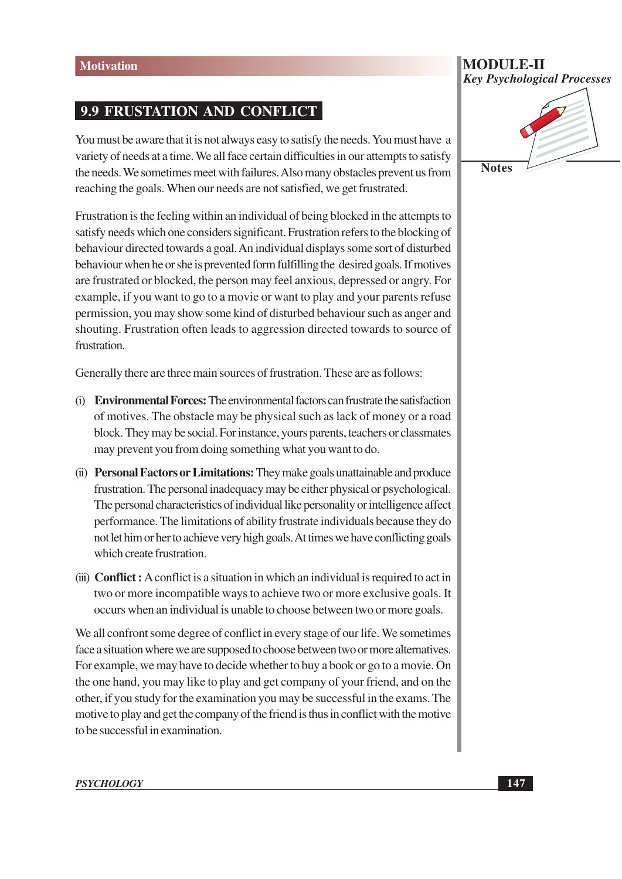## 9.9 FRUSTRATION AND CONFLICT

You must be aware that it is not always easy to satisfy the needs. You must have a variety of needs at a time. We all face certain difficulties in our attempts to satisfy the needs. We sometimes meet with failures. Also many obstacles prevent us from reaching the goals. When our needs are not satisfied, we get frustrated.

Frustration is the feeling within an individual of being blocked in the attempts to satisfy needs which one considers significant. Frustration refers to the blocking of behaviour directed towards a goal. An individual displays some sort of disturbed behaviour when he or she is prevented form fulfilling the desired goals. If motives are frustrated or blocked, the person may feel anxious, depressed or angry. For example, if you want to go to a movie or want to play and your parents refuse permission, you may show some kind of disturbed behaviour such as anger and shouting. Frustration often leads to aggression directed towards to source of frustration.

Generally there are three main sources of frustration. These are as follows:

(i) **Environmental Forces:** The environmental factors can frustrate the satisfaction of motives. The obstacle may be physical such as lack of money or a road block. They may be social. For instance, yours parents, teachers or classmates may prevent you from doing something what you want to do.

(ii) **Personal Factors or Limitations:** They make goals unattainable and produce frustration. The personal inadequacy may be either physical or psychological. The personal characteristics of individual like personality or intelligence affect performance. The limitations of ability frustrate individuals because they do not let him or her to achieve very high goals. At times we have conflicting goals which create frustration.

(iii) **Conflict :** A conflict is a situation in which an individual is required to act in two or more incompatible ways to achieve two or more exclusive goals. It occurs when an individual is unable to choose between two or more goals.

We all confront some degree of conflict in every stage of our life. We sometimes face a situation where we are supposed to choose between two or more alternatives. For example, we may have to decide whether to buy a book or go to a movie. On the one hand, you may like to play and get company of your friend, and on the other, if you study for the examination you may be successful in the exams. The motive to play and get the company of the friend is thus in conflict with the motive to be successful in examination.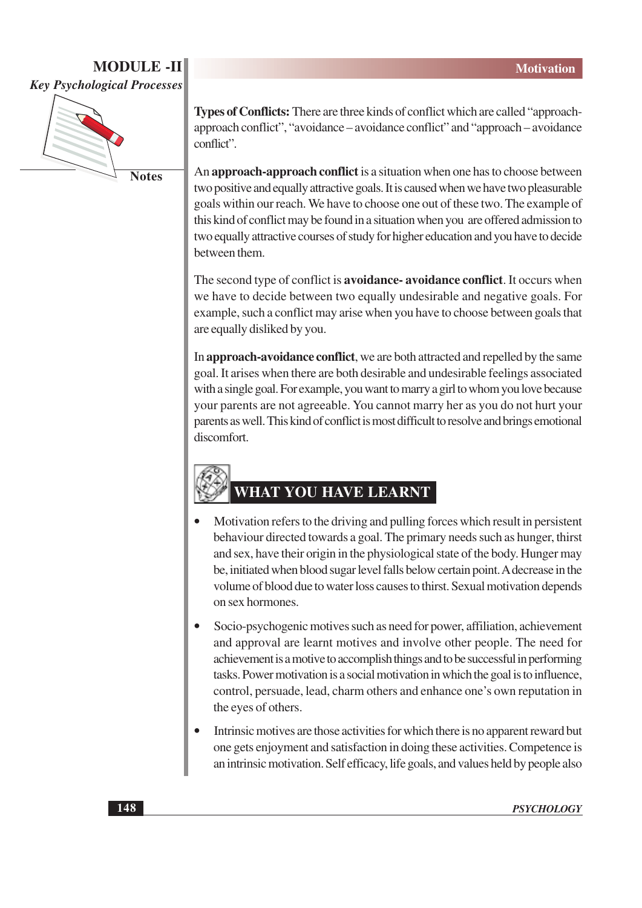**Types of Conflicts:** There are three kinds of conflict which are called "approach-approach conflict", "avoidance – avoidance conflict" and "approach – avoidance conflict".

An **approach-approach conflict** is a situation when one has to choose between two positive and equally attractive goals. It is caused when we have two pleasurable goals within our reach. We have to choose one out of these two. The example of this kind of conflict may be found in a situation when you are offered admission to two equally attractive courses of study for higher education and you have to decide between them.

The second type of conflict is **avoidance- avoidance conflict**. It occurs when we have to decide between two equally undesirable and negative goals. For example, such a conflict may arise when you have to choose between goals that are equally disliked by you.

In **approach-avoidance conflict**, we are both attracted and repelled by the same goal. It arises when there are both desirable and undesirable feelings associated with a single goal. For example, you want to marry a girl to whom you love because your parents are not agreeable. You cannot marry her as you do not hurt your parents as well. This kind of conflict is most difficult to resolve and brings emotional discomfort.

## WHAT YOU HAVE LEARNT

- Motivation refers to the driving and pulling forces which result in persistent behaviour directed towards a goal. The primary needs such as hunger, thirst and sex, have their origin in the physiological state of the body. Hunger may be, initiated when blood sugar level falls below certain point. A decrease in the volume of blood due to water loss causes to thirst. Sexual motivation depends on sex hormones.
- Socio-psychogenic motives such as need for power, affiliation, achievement and approval are learnt motives and involve other people. The need for achievement is a motive to accomplish things and to be successful in performing tasks. Power motivation is a social motivation in which the goal is to influence, control, persuade, lead, charm others and enhance one's own reputation in the eyes of others.
- Intrinsic motives are those activities for which there is no apparent reward but one gets enjoyment and satisfaction in doing these activities. Competence is an intrinsic motivation. Self efficacy, life goals, and values held by people also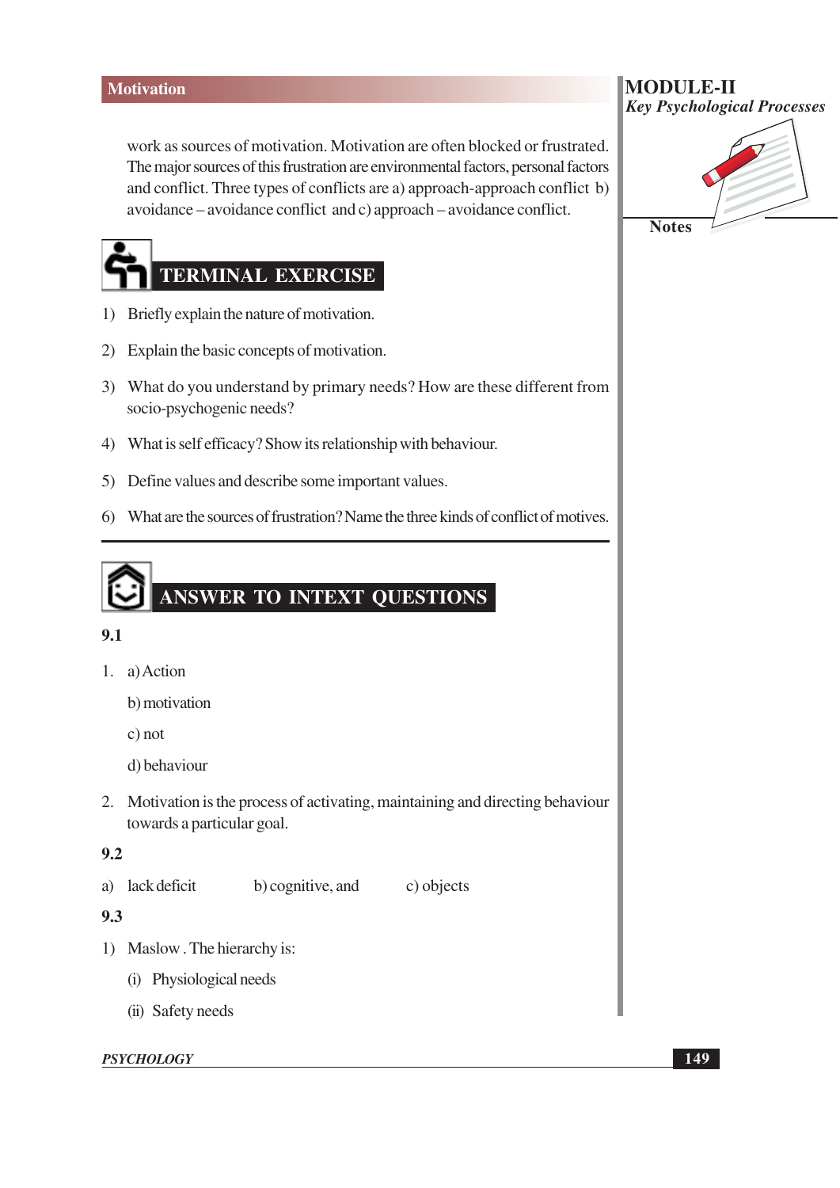work as sources of motivation. Motivation are often blocked or frustrated. The major sources of this frustration are environmental factors, personal factors and conflict. Three types of conflicts are a) approach-approach conflict b) avoidance – avoidance conflict and c) approach – avoidance conflict.

## TERMINAL EXERCISE

1) Briefly explain the nature of motivation.
2) Explain the basic concepts of motivation.
3) What do you understand by primary needs? How are these different from socio-psychogenic needs?
4) What is self efficacy? Show its relationship with behaviour.
5) Define values and describe some important values.
6) What are the sources of frustration? Name the three kinds of conflict of motives.

---

## ANSWER TO INTEXT QUESTIONS

**9.1**

1. a) Action

   b) motivation

   c) not

   d) behaviour

2. Motivation is the process of activating, maintaining and directing behaviour towards a particular goal.

**9.2**

a) lack deficit b) cognitive, and c) objects

**9.3**

1) Maslow . The hierarchy is:

   (i) Physiological needs

   (ii) Safety needs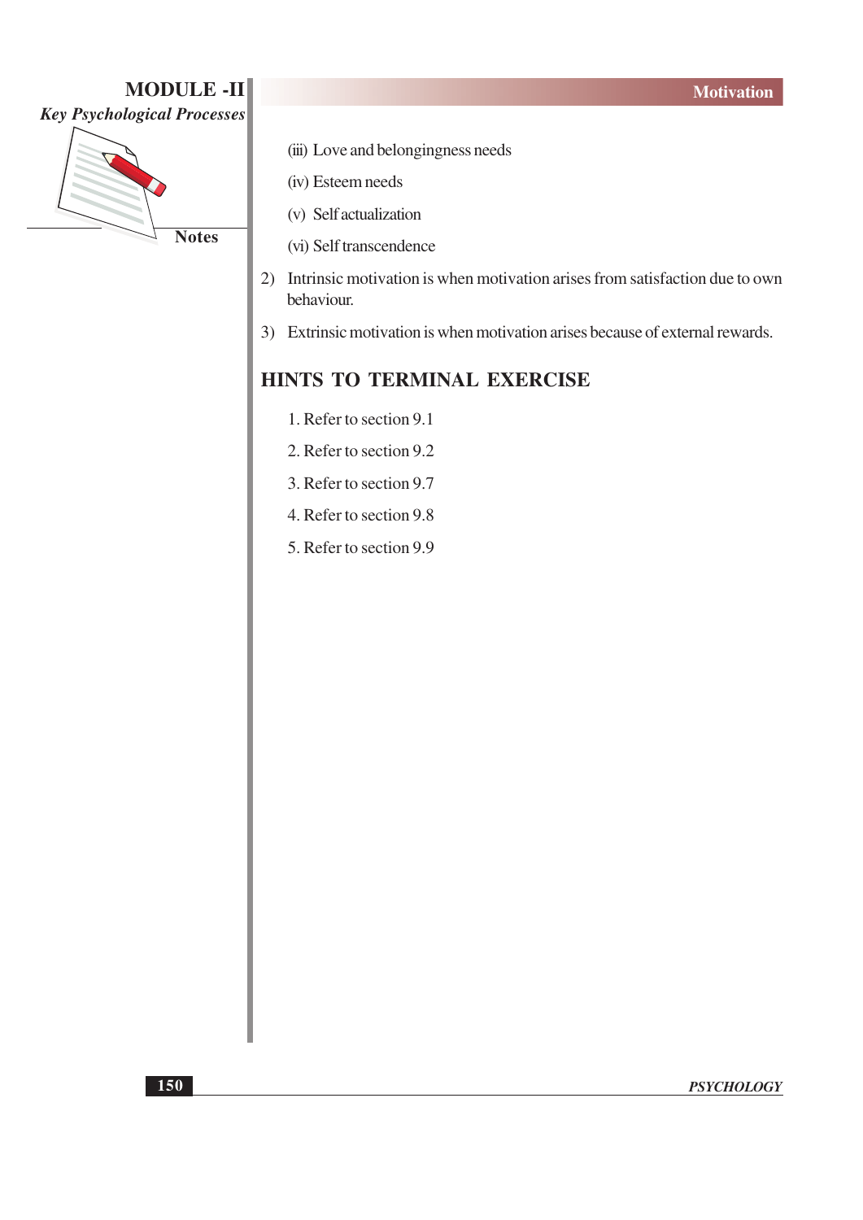(iii) Love and belongingness needs

(iv) Esteem needs

(v) Self actualization

(vi) Self transcendence

2) Intrinsic motivation is when motivation arises from satisfaction due to own behaviour.

3) Extrinsic motivation is when motivation arises because of external rewards.

## HINTS TO TERMINAL EXERCISE

1. Refer to section 9.1
2. Refer to section 9.2
3. Refer to section 9.7
4. Refer to section 9.8
5. Refer to section 9.9